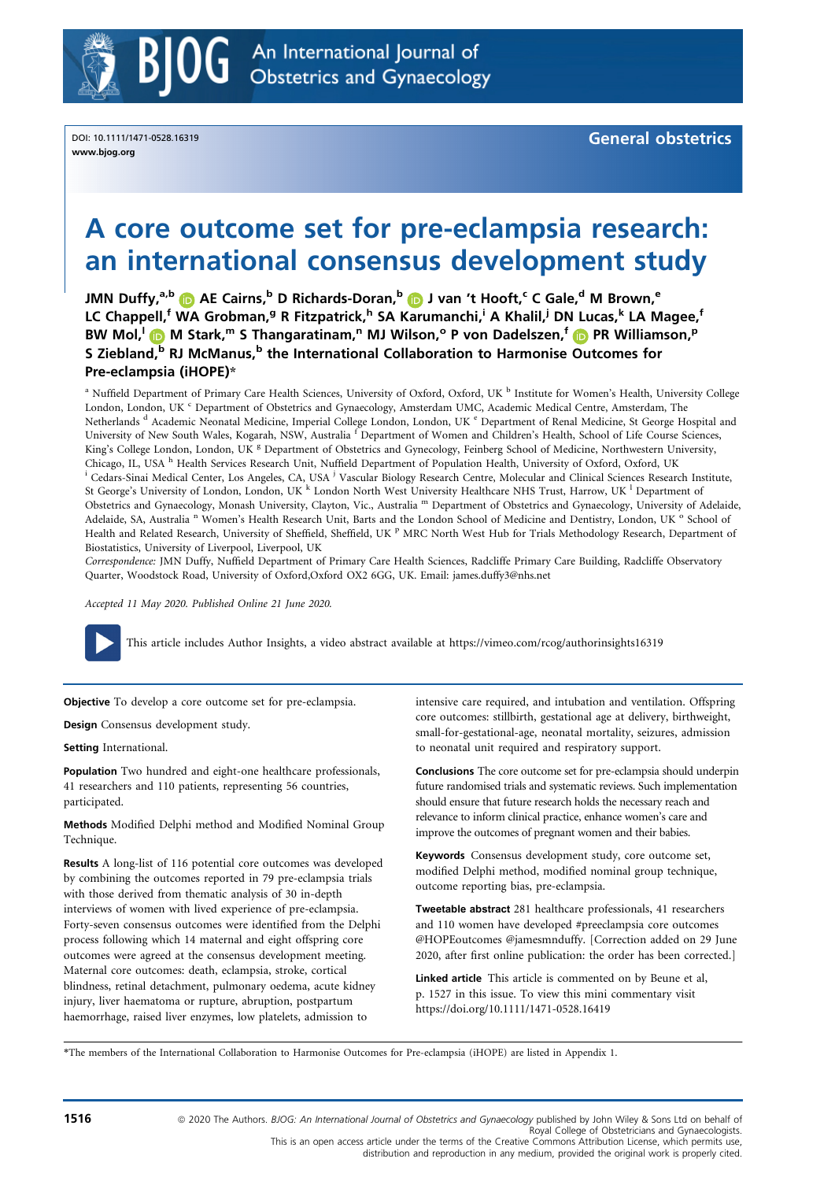DOI: 10.1111/1471-0528.16319
www.bjog.org

General obstetrics

# A core outcome set for pre-eclampsia research: an international consensus development study

**JMN Duffy,[a,b] AE Cairns,[b] D Richards-Doran,[b] J van 't Hooft,[c] C Gale,[d] M Brown,[e] LC Chappell,[f] WA Grobman,[g] R Fitzpatrick,[h] SA Karumanchi,[i] A Khalil,[j] DN Lucas,[k] LA Magee,[f] BW Mol,[l] M Stark,[m] S Thangaratinam,[n] MJ Wilson,[o] P von Dadelszen,[f] PR Williamson,[p] S Ziebland,[b] RJ McManus,[b] the International Collaboration to Harmonise Outcomes for Pre-eclampsia (iHOPE)***

[a] Nuffield Department of Primary Care Health Sciences, University of Oxford, Oxford, UK [b] Institute for Women's Health, University College London, London, UK [c] Department of Obstetrics and Gynaecology, Amsterdam UMC, Academic Medical Centre, Amsterdam, The Netherlands [d] Academic Neonatal Medicine, Imperial College London, London, UK [e] Department of Renal Medicine, St George Hospital and University of New South Wales, Kogarah, NSW, Australia [f] Department of Women and Children's Health, School of Life Course Sciences, King's College London, London, UK [g] Department of Obstetrics and Gynecology, Feinberg School of Medicine, Northwestern University, Chicago, IL, USA [h] Health Services Research Unit, Nuffield Department of Population Health, University of Oxford, Oxford, UK [i] Cedars-Sinai Medical Center, Los Angeles, CA, USA [j] Vascular Biology Research Centre, Molecular and Clinical Sciences Research Institute, St George's University of London, London, UK [k] London North West University Healthcare NHS Trust, Harrow, UK [l] Department of Obstetrics and Gynaecology, Monash University, Clayton, Vic., Australia [m] Department of Obstetrics and Gynaecology, University of Adelaide, Adelaide, SA, Australia [n] Women's Health Research Unit, Barts and the London School of Medicine and Dentistry, London, UK [o] School of Health and Related Research, University of Sheffield, Sheffield, UK [p] MRC North West Hub for Trials Methodology Research, Department of Biostatistics, University of Liverpool, Liverpool, UK

*Correspondence:* JMN Duffy, Nuffield Department of Primary Care Health Sciences, Radcliffe Primary Care Building, Radcliffe Observatory Quarter, Woodstock Road, University of Oxford,Oxford OX2 6GG, UK. Email: james.duffy3@nhs.net

*Accepted 11 May 2020. Published Online 21 June 2020.*

This article includes Author Insights, a video abstract available at https://vimeo.com/rcog/authorinsights16319

**Objective** To develop a core outcome set for pre-eclampsia.

**Design** Consensus development study.

**Setting** International.

**Population** Two hundred and eighty-one healthcare professionals, 41 researchers and 110 patients, representing 56 countries, participated.

**Methods** Modified Delphi method and Modified Nominal Group Technique.

**Results** A long-list of 116 potential core outcomes was developed by combining the outcomes reported in 79 pre-eclampsia trials with those derived from thematic analysis of 30 in-depth interviews of women with lived experience of pre-eclampsia. Forty-seven consensus outcomes were identified from the Delphi process following which 14 maternal and eight offspring core outcomes were agreed at the consensus development meeting. Maternal core outcomes: death, eclampsia, stroke, cortical blindness, retinal detachment, pulmonary oedema, acute kidney injury, liver haematoma or rupture, abruption, postpartum haemorrhage, raised liver enzymes, low platelets, admission to intensive care required, and intubation and ventilation. Offspring core outcomes: stillbirth, gestational age at delivery, birthweight, small-for-gestational-age, neonatal mortality, seizures, admission to neonatal unit required and respiratory support.

**Conclusions** The core outcome set for pre-eclampsia should underpin future randomised trials and systematic reviews. Such implementation should ensure that future research holds the necessary reach and relevance to inform clinical practice, enhance women's care and improve the outcomes of pregnant women and their babies.

**Keywords** Consensus development study, core outcome set, modified Delphi method, modified nominal group technique, outcome reporting bias, pre-eclampsia.

**Tweetable abstract** 281 healthcare professionals, 41 researchers and 110 women have developed #preeclampsia core outcomes @HOPEoutcomes @jamesmnduffy. [Correction added on 29 June 2020, after first online publication: the order has been corrected.]

**Linked article** This article is commented on by Beune et al, p. 1527 in this issue. To view this mini commentary visit https://doi.org/10.1111/1471-0528.16419

*The members of the International Collaboration to Harmonise Outcomes for Pre-eclampsia (iHOPE) are listed in Appendix 1.

© 2020 The Authors. *BJOG: An International Journal of Obstetrics and Gynaecology* published by John Wiley & Sons Ltd on behalf of Royal College of Obstetricians and Gynaecologists.
This is an open access article under the terms of the Creative Commons Attribution License, which permits use, distribution and reproduction in any medium, provided the original work is properly cited.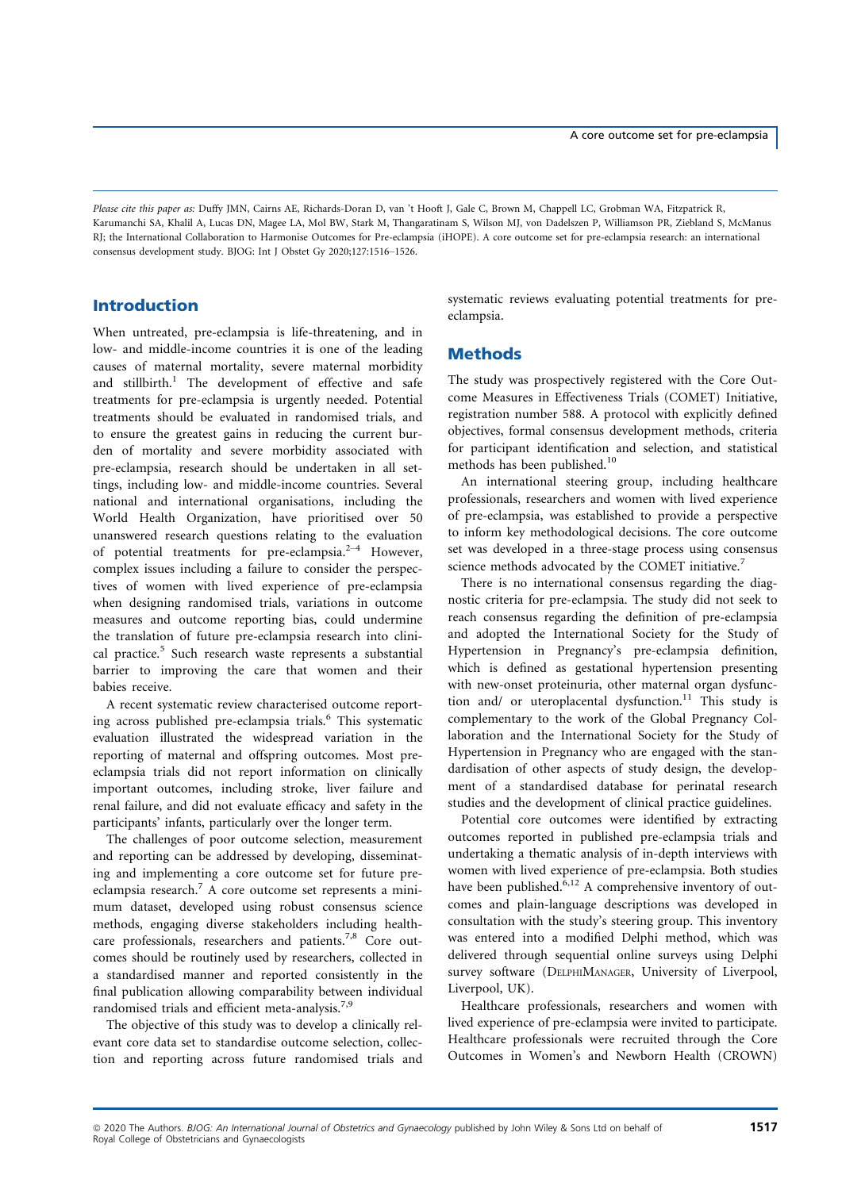*Please cite this paper as:* Duffy JMN, Cairns AE, Richards-Doran D, van 't Hooft J, Gale C, Brown M, Chappell LC, Grobman WA, Fitzpatrick R, Karumanchi SA, Khalil A, Lucas DN, Magee LA, Mol BW, Stark M, Thangaratinam S, Wilson MJ, von Dadelszen P, Williamson PR, Ziebland S, McManus RJ; the International Collaboration to Harmonise Outcomes for Pre-eclampsia (iHOPE). A core outcome set for pre-eclampsia research: an international consensus development study. BJOG: Int J Obstet Gy 2020;127:1516–1526.

## Introduction

When untreated, pre-eclampsia is life-threatening, and in low- and middle-income countries it is one of the leading causes of maternal mortality, severe maternal morbidity and stillbirth.[1] The development of effective and safe treatments for pre-eclampsia is urgently needed. Potential treatments should be evaluated in randomised trials, and to ensure the greatest gains in reducing the current burden of mortality and severe morbidity associated with pre-eclampsia, research should be undertaken in all settings, including low- and middle-income countries. Several national and international organisations, including the World Health Organization, have prioritised over 50 unanswered research questions relating to the evaluation of potential treatments for pre-eclampsia.[2–4] However, complex issues including a failure to consider the perspectives of women with lived experience of pre-eclampsia when designing randomised trials, variations in outcome measures and outcome reporting bias, could undermine the translation of future pre-eclampsia research into clinical practice.[5] Such research waste represents a substantial barrier to improving the care that women and their babies receive.

A recent systematic review characterised outcome reporting across published pre-eclampsia trials.[6] This systematic evaluation illustrated the widespread variation in the reporting of maternal and offspring outcomes. Most pre-eclampsia trials did not report information on clinically important outcomes, including stroke, liver failure and renal failure, and did not evaluate efficacy and safety in the participants' infants, particularly over the longer term.

The challenges of poor outcome selection, measurement and reporting can be addressed by developing, disseminating and implementing a core outcome set for future pre-eclampsia research.[7] A core outcome set represents a minimum dataset, developed using robust consensus science methods, engaging diverse stakeholders including healthcare professionals, researchers and patients.[7,8] Core outcomes should be routinely used by researchers, collected in a standardised manner and reported consistently in the final publication allowing comparability between individual randomised trials and efficient meta-analysis.[7,9]

The objective of this study was to develop a clinically relevant core data set to standardise outcome selection, collection and reporting across future randomised trials and systematic reviews evaluating potential treatments for pre-eclampsia.

## Methods

The study was prospectively registered with the Core Outcome Measures in Effectiveness Trials (COMET) Initiative, registration number 588. A protocol with explicitly defined objectives, formal consensus development methods, criteria for participant identification and selection, and statistical methods has been published.[10]

An international steering group, including healthcare professionals, researchers and women with lived experience of pre-eclampsia, was established to provide a perspective to inform key methodological decisions. The core outcome set was developed in a three-stage process using consensus science methods advocated by the COMET initiative.[7]

There is no international consensus regarding the diagnostic criteria for pre-eclampsia. The study did not seek to reach consensus regarding the definition of pre-eclampsia and adopted the International Society for the Study of Hypertension in Pregnancy's pre-eclampsia definition, which is defined as gestational hypertension presenting with new-onset proteinuria, other maternal organ dysfunction and/ or uteroplacental dysfunction.[11] This study is complementary to the work of the Global Pregnancy Collaboration and the International Society for the Study of Hypertension in Pregnancy who are engaged with the standardisation of other aspects of study design, the development of a standardised database for perinatal research studies and the development of clinical practice guidelines.

Potential core outcomes were identified by extracting outcomes reported in published pre-eclampsia trials and undertaking a thematic analysis of in-depth interviews with women with lived experience of pre-eclampsia. Both studies have been published.[6,12] A comprehensive inventory of outcomes and plain-language descriptions was developed in consultation with the study's steering group. This inventory was entered into a modified Delphi method, which was delivered through sequential online surveys using Delphi survey software (DelphiManager, University of Liverpool, Liverpool, UK).

Healthcare professionals, researchers and women with lived experience of pre-eclampsia were invited to participate. Healthcare professionals were recruited through the Core Outcomes in Women's and Newborn Health (CROWN)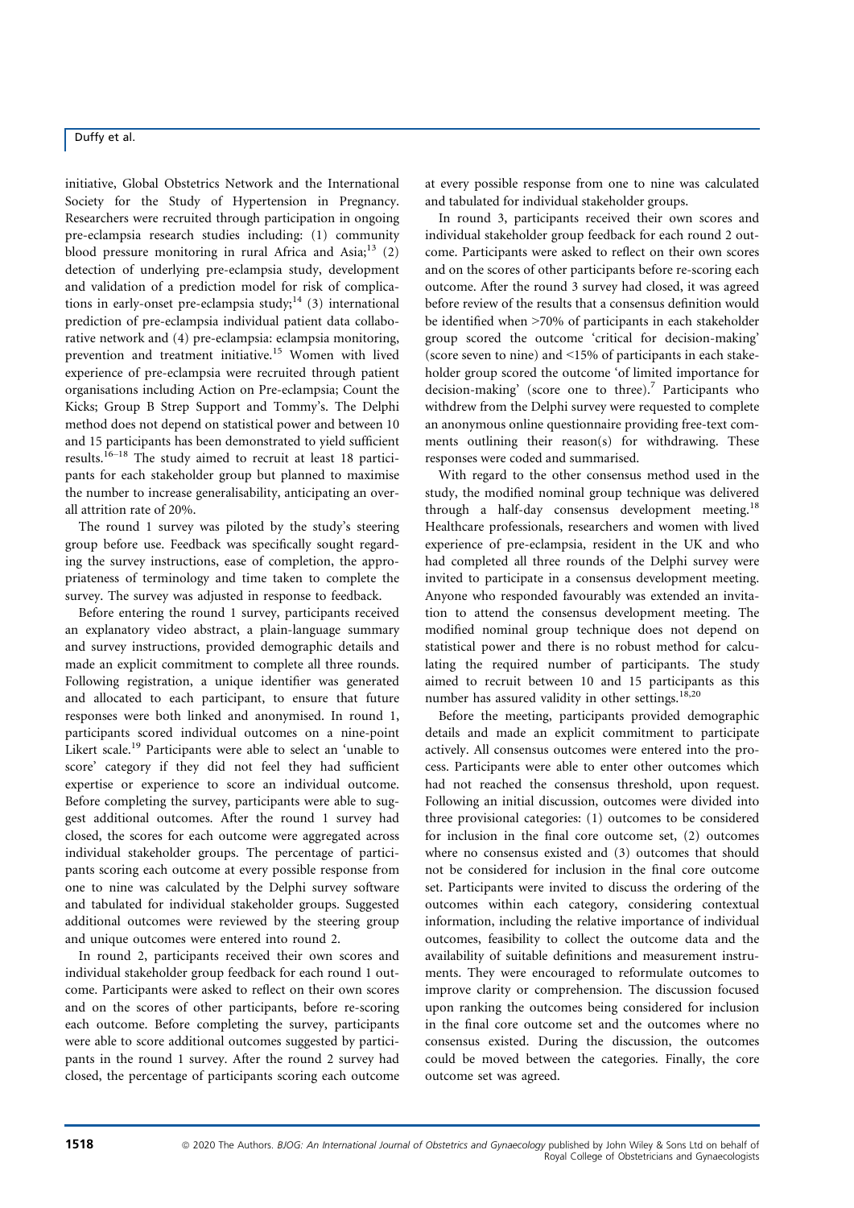initiative, Global Obstetrics Network and the International Society for the Study of Hypertension in Pregnancy. Researchers were recruited through participation in ongoing pre-eclampsia research studies including: (1) community blood pressure monitoring in rural Africa and Asia;[13] (2) detection of underlying pre-eclampsia study, development and validation of a prediction model for risk of complications in early-onset pre-eclampsia study;[14] (3) international prediction of pre-eclampsia individual patient data collaborative network and (4) pre-eclampsia: eclampsia monitoring, prevention and treatment initiative.[15] Women with lived experience of pre-eclampsia were recruited through patient organisations including Action on Pre-eclampsia; Count the Kicks; Group B Strep Support and Tommy's. The Delphi method does not depend on statistical power and between 10 and 15 participants has been demonstrated to yield sufficient results.[16–18] The study aimed to recruit at least 18 participants for each stakeholder group but planned to maximise the number to increase generalisability, anticipating an overall attrition rate of 20%.

The round 1 survey was piloted by the study's steering group before use. Feedback was specifically sought regarding the survey instructions, ease of completion, the appropriateness of terminology and time taken to complete the survey. The survey was adjusted in response to feedback.

Before entering the round 1 survey, participants received an explanatory video abstract, a plain-language summary and survey instructions, provided demographic details and made an explicit commitment to complete all three rounds. Following registration, a unique identifier was generated and allocated to each participant, to ensure that future responses were both linked and anonymised. In round 1, participants scored individual outcomes on a nine-point Likert scale.[19] Participants were able to select an 'unable to score' category if they did not feel they had sufficient expertise or experience to score an individual outcome. Before completing the survey, participants were able to suggest additional outcomes. After the round 1 survey had closed, the scores for each outcome were aggregated across individual stakeholder groups. The percentage of participants scoring each outcome at every possible response from one to nine was calculated by the Delphi survey software and tabulated for individual stakeholder groups. Suggested additional outcomes were reviewed by the steering group and unique outcomes were entered into round 2.

In round 2, participants received their own scores and individual stakeholder group feedback for each round 1 outcome. Participants were asked to reflect on their own scores and on the scores of other participants, before re-scoring each outcome. Before completing the survey, participants were able to score additional outcomes suggested by participants in the round 1 survey. After the round 2 survey had closed, the percentage of participants scoring each outcome at every possible response from one to nine was calculated and tabulated for individual stakeholder groups.

In round 3, participants received their own scores and individual stakeholder group feedback for each round 2 outcome. Participants were asked to reflect on their own scores and on the scores of other participants before re-scoring each outcome. After the round 3 survey had closed, it was agreed before review of the results that a consensus definition would be identified when >70% of participants in each stakeholder group scored the outcome 'critical for decision-making' (score seven to nine) and <15% of participants in each stakeholder group scored the outcome 'of limited importance for decision-making' (score one to three).[7] Participants who withdrew from the Delphi survey were requested to complete an anonymous online questionnaire providing free-text comments outlining their reason(s) for withdrawing. These responses were coded and summarised.

With regard to the other consensus method used in the study, the modified nominal group technique was delivered through a half-day consensus development meeting.[18] Healthcare professionals, researchers and women with lived experience of pre-eclampsia, resident in the UK and who had completed all three rounds of the Delphi survey were invited to participate in a consensus development meeting. Anyone who responded favourably was extended an invitation to attend the consensus development meeting. The modified nominal group technique does not depend on statistical power and there is no robust method for calculating the required number of participants. The study aimed to recruit between 10 and 15 participants as this number has assured validity in other settings.[18,20]

Before the meeting, participants provided demographic details and made an explicit commitment to participate actively. All consensus outcomes were entered into the process. Participants were able to enter other outcomes which had not reached the consensus threshold, upon request. Following an initial discussion, outcomes were divided into three provisional categories: (1) outcomes to be considered for inclusion in the final core outcome set, (2) outcomes where no consensus existed and (3) outcomes that should not be considered for inclusion in the final core outcome set. Participants were invited to discuss the ordering of the outcomes within each category, considering contextual information, including the relative importance of individual outcomes, feasibility to collect the outcome data and the availability of suitable definitions and measurement instruments. They were encouraged to reformulate outcomes to improve clarity or comprehension. The discussion focused upon ranking the outcomes being considered for inclusion in the final core outcome set and the outcomes where no consensus existed. During the discussion, the outcomes could be moved between the categories. Finally, the core outcome set was agreed.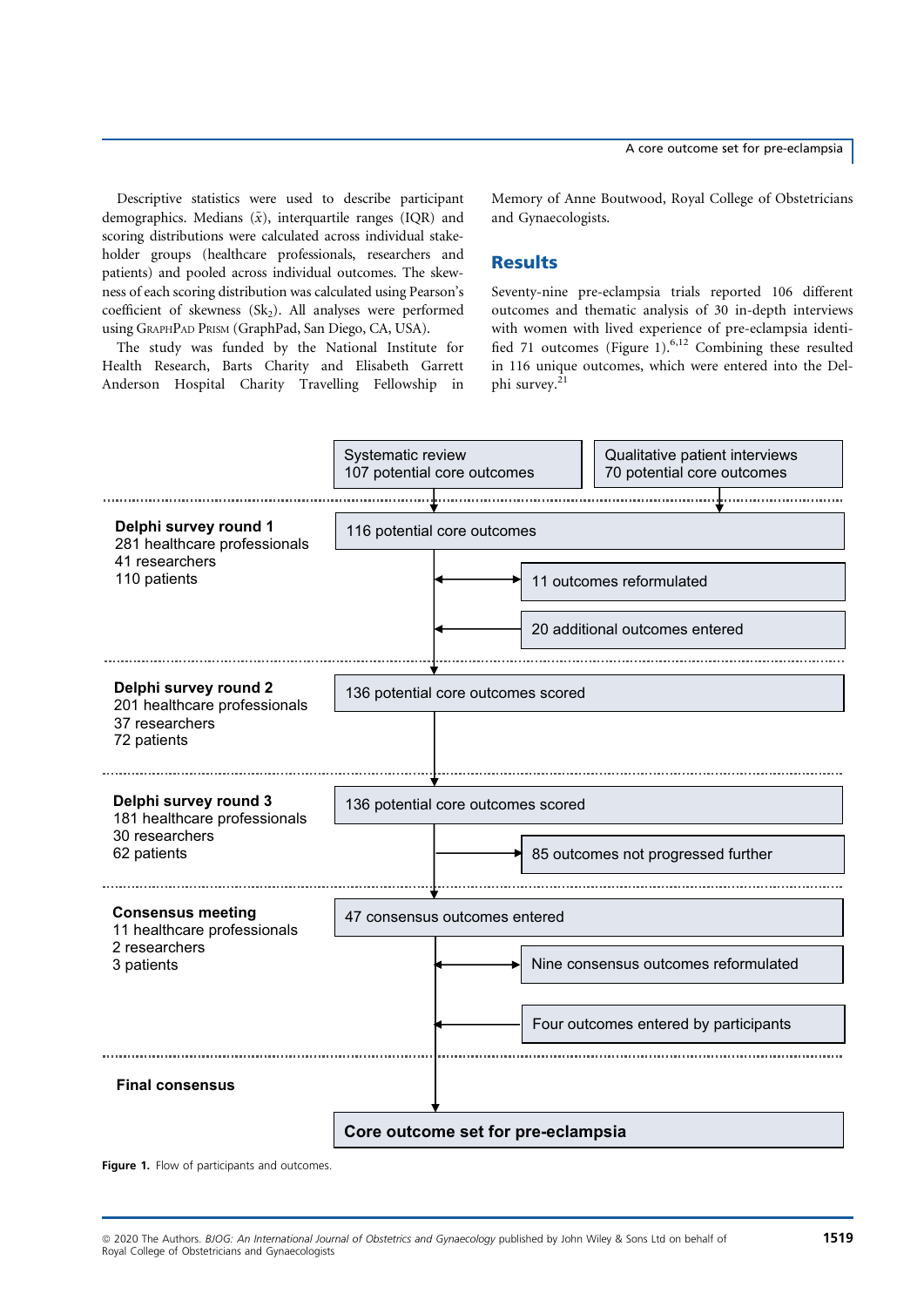Descriptive statistics were used to describe participant demographics. Medians ($\tilde{x}$), interquartile ranges (IQR) and scoring distributions were calculated across individual stakeholder groups (healthcare professionals, researchers and patients) and pooled across individual outcomes. The skewness of each scoring distribution was calculated using Pearson's coefficient of skewness ($Sk_2$). All analyses were performed using GraphPad Prism (GraphPad, San Diego, CA, USA).

The study was funded by the National Institute for Health Research, Barts Charity and Elisabeth Garrett Anderson Hospital Charity Travelling Fellowship in Memory of Anne Boutwood, Royal College of Obstetricians and Gynaecologists.

## Results

Seventy-nine pre-eclampsia trials reported 106 different outcomes and thematic analysis of 30 in-depth interviews with women with lived experience of pre-eclampsia identified 71 outcomes (Figure 1).[6,12] Combining these resulted in 116 unique outcomes, which were entered into the Delphi survey.[21]

Systematic review: 107 potential core outcomes
Qualitative patient interviews: 70 potential core outcomes

**Delphi survey round 1**
281 healthcare professionals
41 researchers
110 patients

116 potential core outcomes
11 outcomes reformulated
20 additional outcomes entered

**Delphi survey round 2**
201 healthcare professionals
37 researchers
72 patients

136 potential core outcomes scored

**Delphi survey round 3**
181 healthcare professionals
30 researchers
62 patients

136 potential core outcomes scored
85 outcomes not progressed further

**Consensus meeting**
11 healthcare professionals
2 researchers
3 patients

47 consensus outcomes entered
Nine consensus outcomes reformulated
Four outcomes entered by participants

**Final consensus**

**Core outcome set for pre-eclampsia**

**Figure 1.** Flow of participants and outcomes.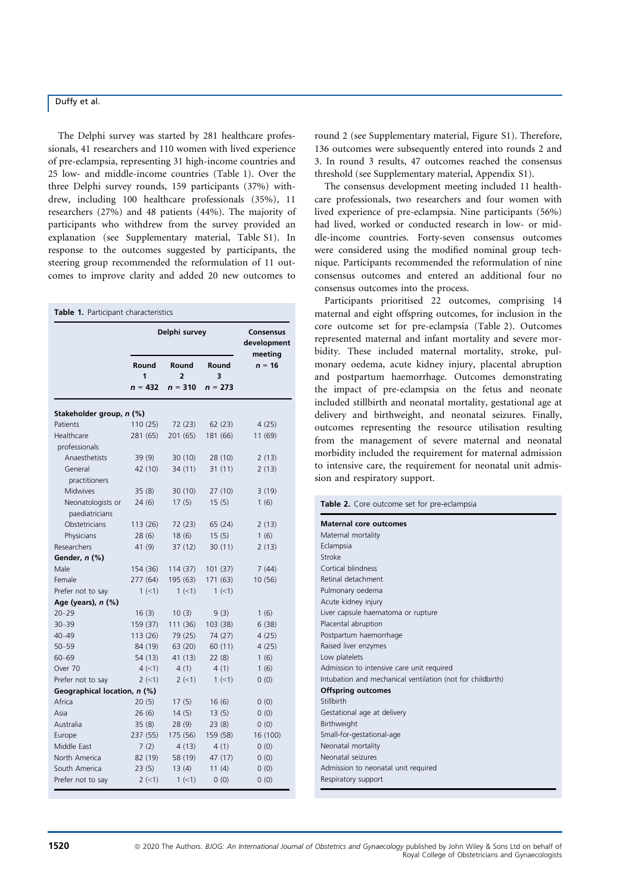The Delphi survey was started by 281 healthcare professionals, 41 researchers and 110 women with lived experience of pre-eclampsia, representing 31 high-income countries and 25 low- and middle-income countries (Table 1). Over the three Delphi survey rounds, 159 participants (37%) withdrew, including 100 healthcare professionals (35%), 11 researchers (27%) and 48 patients (44%). The majority of participants who withdrew from the survey provided an explanation (see Supplementary material, Table S1). In response to the outcomes suggested by participants, the steering group recommended the reformulation of 11 outcomes to improve clarity and added 20 new outcomes to round 2 (see Supplementary material, Figure S1). Therefore, 136 outcomes were subsequently entered into rounds 2 and 3. In round 3 results, 47 outcomes reached the consensus threshold (see Supplementary material, Appendix S1).

**Table 1.** Participant characteristics

| | Delphi survey | | | Consensus development meeting |
|---|---|---|---|---|
| | Round 1 $n$ = 432 | Round 2 $n$ = 310 | Round 3 $n$ = 273 | $n$ = 16 |
| **Stakeholder group, *n* (%)** | | | | |
| Patients | 110 (25) | 72 (23) | 62 (23) | 4 (25) |
| Healthcare professionals | 281 (65) | 201 (65) | 181 (66) | 11 (69) |
| Anaesthetists | 39 (9) | 30 (10) | 28 (10) | 2 (13) |
| General practitioners | 42 (10) | 34 (11) | 31 (11) | 2 (13) |
| Midwives | 35 (8) | 30 (10) | 27 (10) | 3 (19) |
| Neonatologists or paediatricians | 24 (6) | 17 (5) | 15 (5) | 1 (6) |
| Obstetricians | 113 (26) | 72 (23) | 65 (24) | 2 (13) |
| Physicians | 28 (6) | 18 (6) | 15 (5) | 1 (6) |
| Researchers | 41 (9) | 37 (12) | 30 (11) | 2 (13) |
| **Gender, *n* (%)** | | | | |
| Male | 154 (36) | 114 (37) | 101 (37) | 7 (44) |
| Female | 277 (64) | 195 (63) | 171 (63) | 10 (56) |
| Prefer not to say | 1 (<1) | 1 (<1) | 1 (<1) | |
| **Age (years), *n* (%)** | | | | |
| 20–29 | 16 (3) | 10 (3) | 9 (3) | 1 (6) |
| 30–39 | 159 (37) | 111 (36) | 103 (38) | 6 (38) |
| 40–49 | 113 (26) | 79 (25) | 74 (27) | 4 (25) |
| 50–59 | 84 (19) | 63 (20) | 60 (11) | 4 (25) |
| 60–69 | 54 (13) | 41 (13) | 22 (8) | 1 (6) |
| Over 70 | 4 (<1) | 4 (1) | 4 (1) | 1 (6) |
| Prefer not to say | 2 (<1) | 2 (<1) | 1 (<1) | 0 (0) |
| **Geographical location, *n* (%)** | | | | |
| Africa | 20 (5) | 17 (5) | 16 (6) | 0 (0) |
| Asia | 26 (6) | 14 (5) | 13 (5) | 0 (0) |
| Australia | 35 (8) | 28 (9) | 23 (8) | 0 (0) |
| Europe | 237 (55) | 175 (56) | 159 (58) | 16 (100) |
| Middle East | 7 (2) | 4 (13) | 4 (1) | 0 (0) |
| North America | 82 (19) | 58 (19) | 47 (17) | 0 (0) |
| South America | 23 (5) | 13 (4) | 11 (4) | 0 (0) |
| Prefer not to say | 2 (<1) | 1 (<1) | 0 (0) | 0 (0) |

The consensus development meeting included 11 healthcare professionals, two researchers and four women with lived experience of pre-eclampsia. Nine participants (56%) had lived, worked or conducted research in low- or middle-income countries. Forty-seven consensus outcomes were considered using the modified nominal group technique. Participants recommended the reformulation of nine consensus outcomes and entered an additional four no consensus outcomes into the process.

Participants prioritised 22 outcomes, comprising 14 maternal and eight offspring outcomes, for inclusion in the core outcome set for pre-eclampsia (Table 2). Outcomes represented maternal and infant mortality and severe morbidity. These included maternal mortality, stroke, pulmonary oedema, acute kidney injury, placental abruption and postpartum haemorrhage. Outcomes demonstrating the impact of pre-eclampsia on the fetus and neonate included stillbirth and neonatal mortality, gestational age at delivery and birthweight, and neonatal seizures. Finally, outcomes representing the resource utilisation resulting from the management of severe maternal and neonatal morbidity included the requirement for maternal admission to intensive care, the requirement for neonatal unit admission and respiratory support.

**Table 2.** Core outcome set for pre-eclampsia

| |
|---|
| **Maternal core outcomes** |
| Maternal mortality |
| Eclampsia |
| Stroke |
| Cortical blindness |
| Retinal detachment |
| Pulmonary oedema |
| Acute kidney injury |
| Liver capsule haematoma or rupture |
| Placental abruption |
| Postpartum haemorrhage |
| Raised liver enzymes |
| Low platelets |
| Admission to intensive care unit required |
| Intubation and mechanical ventilation (not for childbirth) |
| **Offspring outcomes** |
| Stillbirth |
| Gestational age at delivery |
| Birthweight |
| Small-for-gestational-age |
| Neonatal mortality |
| Neonatal seizures |
| Admission to neonatal unit required |
| Respiratory support |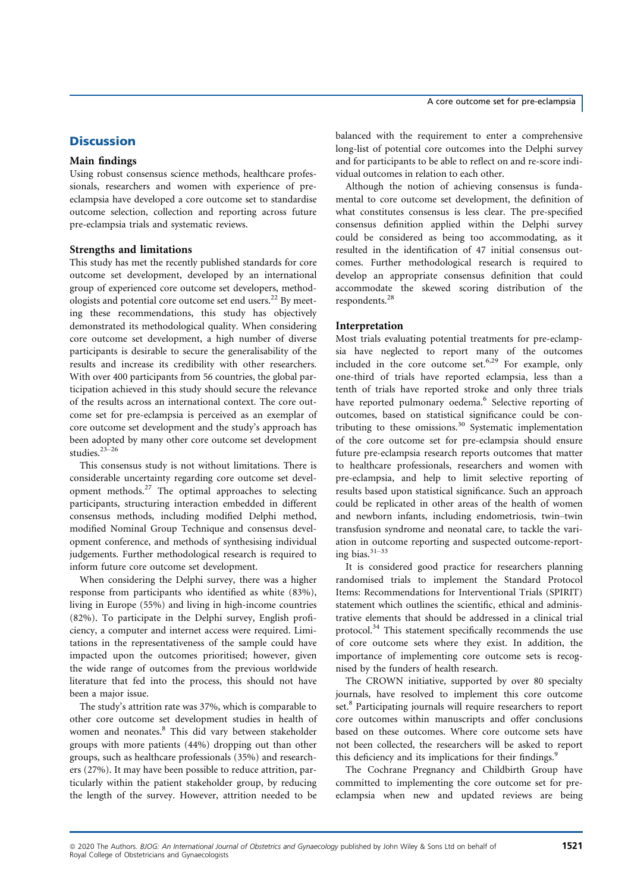## Discussion

### Main findings

Using robust consensus science methods, healthcare professionals, researchers and women with experience of pre-eclampsia have developed a core outcome set to standardise outcome selection, collection and reporting across future pre-eclampsia trials and systematic reviews.

### Strengths and limitations

This study has met the recently published standards for core outcome set development, developed by an international group of experienced core outcome set developers, methodologists and potential core outcome set end users.[22] By meeting these recommendations, this study has objectively demonstrated its methodological quality. When considering core outcome set development, a high number of diverse participants is desirable to secure the generalisability of the results and increase its credibility with other researchers. With over 400 participants from 56 countries, the global participation achieved in this study should secure the relevance of the results across an international context. The core outcome set for pre-eclampsia is perceived as an exemplar of core outcome set development and the study's approach has been adopted by many other core outcome set development studies.[23–26]

This consensus study is not without limitations. There is considerable uncertainty regarding core outcome set development methods.[27] The optimal approaches to selecting participants, structuring interaction embedded in different consensus methods, including modified Delphi method, modified Nominal Group Technique and consensus development conference, and methods of synthesising individual judgements. Further methodological research is required to inform future core outcome set development.

When considering the Delphi survey, there was a higher response from participants who identified as white (83%), living in Europe (55%) and living in high-income countries (82%). To participate in the Delphi survey, English proficiency, a computer and internet access were required. Limitations in the representativeness of the sample could have impacted upon the outcomes prioritised; however, given the wide range of outcomes from the previous worldwide literature that fed into the process, this should not have been a major issue.

The study's attrition rate was 37%, which is comparable to other core outcome set development studies in health of women and neonates.[8] This did vary between stakeholder groups with more patients (44%) dropping out than other groups, such as healthcare professionals (35%) and researchers (27%). It may have been possible to reduce attrition, particularly within the patient stakeholder group, by reducing the length of the survey. However, attrition needed to be balanced with the requirement to enter a comprehensive long-list of potential core outcomes into the Delphi survey and for participants to be able to reflect on and re-score individual outcomes in relation to each other.

Although the notion of achieving consensus is fundamental to core outcome set development, the definition of what constitutes consensus is less clear. The pre-specified consensus definition applied within the Delphi survey could be considered as being too accommodating, as it resulted in the identification of 47 initial consensus outcomes. Further methodological research is required to develop an appropriate consensus definition that could accommodate the skewed scoring distribution of the respondents.[28]

### Interpretation

Most trials evaluating potential treatments for pre-eclampsia have neglected to report many of the outcomes included in the core outcome set.[6,29] For example, only one-third of trials have reported eclampsia, less than a tenth of trials have reported stroke and only three trials have reported pulmonary oedema.[6] Selective reporting of outcomes, based on statistical significance could be contributing to these omissions.[30] Systematic implementation of the core outcome set for pre-eclampsia should ensure future pre-eclampsia research reports outcomes that matter to healthcare professionals, researchers and women with pre-eclampsia, and help to limit selective reporting of results based upon statistical significance. Such an approach could be replicated in other areas of the health of women and newborn infants, including endometriosis, twin–twin transfusion syndrome and neonatal care, to tackle the variation in outcome reporting and suspected outcome-reporting bias.[31–33]

It is considered good practice for researchers planning randomised trials to implement the Standard Protocol Items: Recommendations for Interventional Trials (SPIRIT) statement which outlines the scientific, ethical and administrative elements that should be addressed in a clinical trial protocol.[34] This statement specifically recommends the use of core outcome sets where they exist. In addition, the importance of implementing core outcome sets is recognised by the funders of health research.

The CROWN initiative, supported by over 80 specialty journals, have resolved to implement this core outcome set.[8] Participating journals will require researchers to report core outcomes within manuscripts and offer conclusions based on these outcomes. Where core outcome sets have not been collected, the researchers will be asked to report this deficiency and its implications for their findings.[9]

The Cochrane Pregnancy and Childbirth Group have committed to implementing the core outcome set for pre-eclampsia when new and updated reviews are being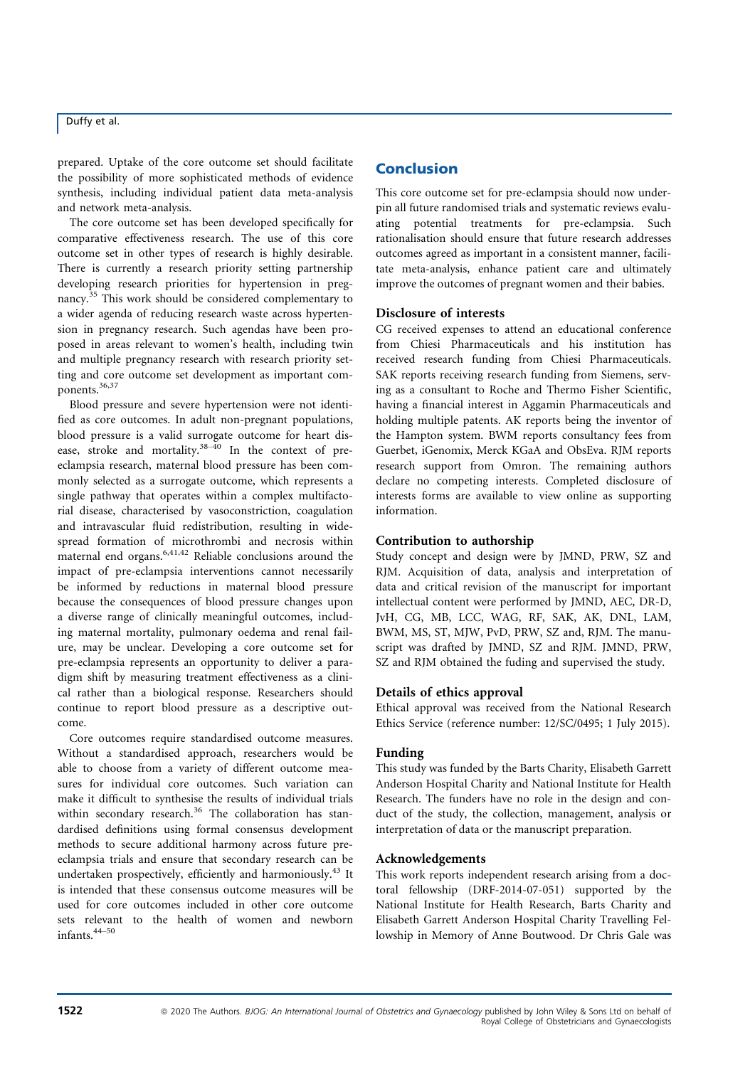prepared. Uptake of the core outcome set should facilitate the possibility of more sophisticated methods of evidence synthesis, including individual patient data meta-analysis and network meta-analysis.

The core outcome set has been developed specifically for comparative effectiveness research. The use of this core outcome set in other types of research is highly desirable. There is currently a research priority setting partnership developing research priorities for hypertension in pregnancy.[35] This work should be considered complementary to a wider agenda of reducing research waste across hypertension in pregnancy research. Such agendas have been proposed in areas relevant to women's health, including twin and multiple pregnancy research with research priority setting and core outcome set development as important components.[36,37]

Blood pressure and severe hypertension were not identified as core outcomes. In adult non-pregnant populations, blood pressure is a valid surrogate outcome for heart disease, stroke and mortality.[38–40] In the context of pre-eclampsia research, maternal blood pressure has been commonly selected as a surrogate outcome, which represents a single pathway that operates within a complex multifactorial disease, characterised by vasoconstriction, coagulation and intravascular fluid redistribution, resulting in widespread formation of microthrombi and necrosis within maternal end organs.[6,41,42] Reliable conclusions around the impact of pre-eclampsia interventions cannot necessarily be informed by reductions in maternal blood pressure because the consequences of blood pressure changes upon a diverse range of clinically meaningful outcomes, including maternal mortality, pulmonary oedema and renal failure, may be unclear. Developing a core outcome set for pre-eclampsia represents an opportunity to deliver a paradigm shift by measuring treatment effectiveness as a clinical rather than a biological response. Researchers should continue to report blood pressure as a descriptive outcome.

Core outcomes require standardised outcome measures. Without a standardised approach, researchers would be able to choose from a variety of different outcome measures for individual core outcomes. Such variation can make it difficult to synthesise the results of individual trials within secondary research.[36] The collaboration has standardised definitions using formal consensus development methods to secure additional harmony across future pre-eclampsia trials and ensure that secondary research can be undertaken prospectively, efficiently and harmoniously.[43] It is intended that these consensus outcome measures will be used for core outcomes included in other core outcome sets relevant to the health of women and newborn infants.[44–50]

## Conclusion

This core outcome set for pre-eclampsia should now underpin all future randomised trials and systematic reviews evaluating potential treatments for pre-eclampsia. Such rationalisation should ensure that future research addresses outcomes agreed as important in a consistent manner, facilitate meta-analysis, enhance patient care and ultimately improve the outcomes of pregnant women and their babies.

### Disclosure of interests

CG received expenses to attend an educational conference from Chiesi Pharmaceuticals and his institution has received research funding from Chiesi Pharmaceuticals. SAK reports receiving research funding from Siemens, serving as a consultant to Roche and Thermo Fisher Scientific, having a financial interest in Aggamin Pharmaceuticals and holding multiple patents. AK reports being the inventor of the Hampton system. BWM reports consultancy fees from Guerbet, iGenomix, Merck KGaA and ObsEva. RJM reports research support from Omron. The remaining authors declare no competing interests. Completed disclosure of interests forms are available to view online as supporting information.

### Contribution to authorship

Study concept and design were by JMND, PRW, SZ and RJM. Acquisition of data, analysis and interpretation of data and critical revision of the manuscript for important intellectual content were performed by JMND, AEC, DR-D, JvH, CG, MB, LCC, WAG, RF, SAK, AK, DNL, LAM, BWM, MS, ST, MJW, PvD, PRW, SZ and, RJM. The manuscript was drafted by JMND, SZ and RJM. JMND, PRW, SZ and RJM obtained the fuding and supervised the study.

### Details of ethics approval

Ethical approval was received from the National Research Ethics Service (reference number: 12/SC/0495; 1 July 2015).

### Funding

This study was funded by the Barts Charity, Elisabeth Garrett Anderson Hospital Charity and National Institute for Health Research. The funders have no role in the design and conduct of the study, the collection, management, analysis or interpretation of data or the manuscript preparation.

### Acknowledgements

This work reports independent research arising from a doctoral fellowship (DRF-2014-07-051) supported by the National Institute for Health Research, Barts Charity and Elisabeth Garrett Anderson Hospital Charity Travelling Fellowship in Memory of Anne Boutwood. Dr Chris Gale was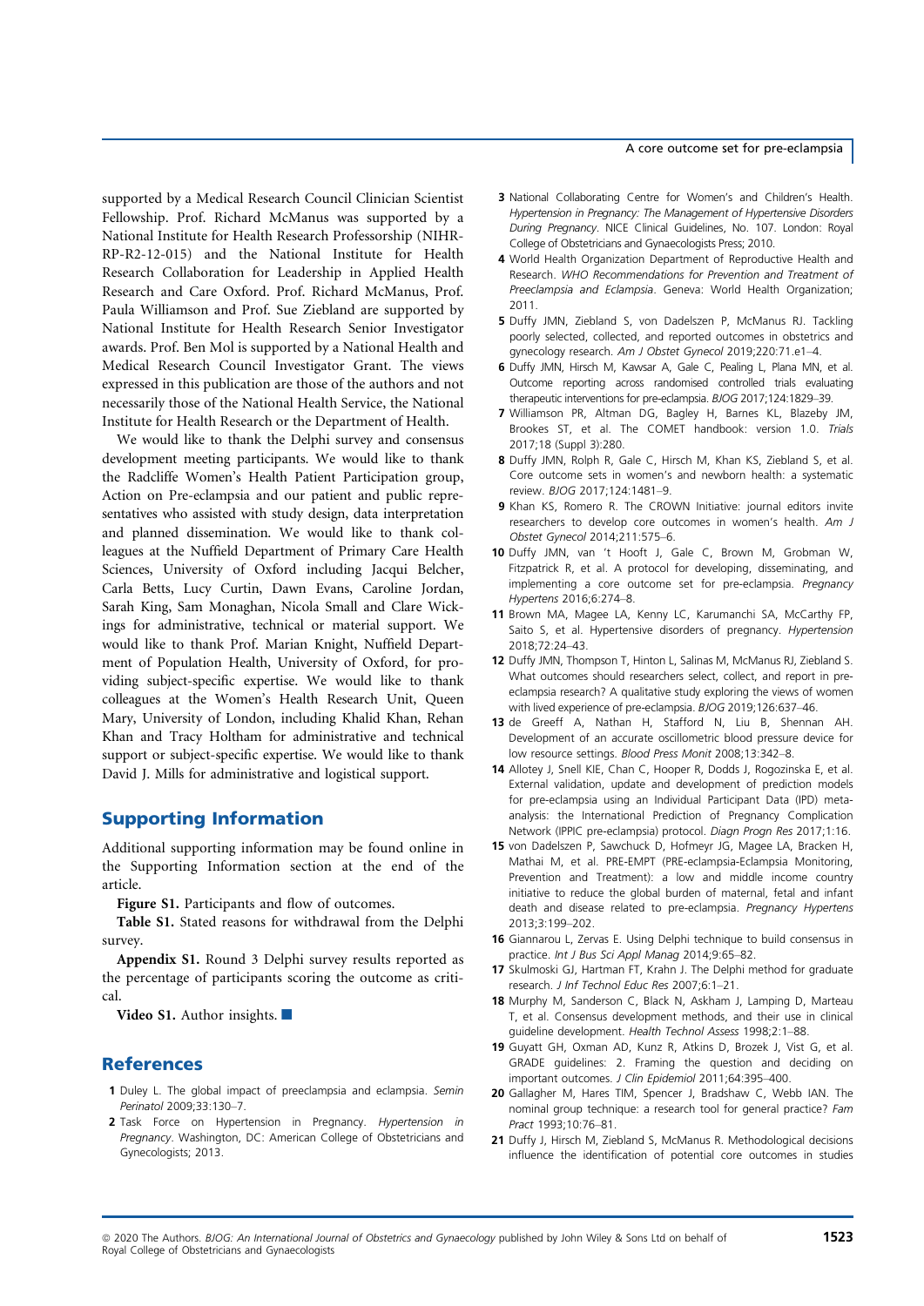supported by a Medical Research Council Clinician Scientist Fellowship. Prof. Richard McManus was supported by a National Institute for Health Research Professorship (NIHR-RP-R2-12-015) and the National Institute for Health Research Collaboration for Leadership in Applied Health Research and Care Oxford. Prof. Richard McManus, Prof. Paula Williamson and Prof. Sue Ziebland are supported by National Institute for Health Research Senior Investigator awards. Prof. Ben Mol is supported by a National Health and Medical Research Council Investigator Grant. The views expressed in this publication are those of the authors and not necessarily those of the National Health Service, the National Institute for Health Research or the Department of Health.

We would like to thank the Delphi survey and consensus development meeting participants. We would like to thank the Radcliffe Women's Health Patient Participation group, Action on Pre-eclampsia and our patient and public representatives who assisted with study design, data interpretation and planned dissemination. We would like to thank colleagues at the Nuffield Department of Primary Care Health Sciences, University of Oxford including Jacqui Belcher, Carla Betts, Lucy Curtin, Dawn Evans, Caroline Jordan, Sarah King, Sam Monaghan, Nicola Small and Clare Wickings for administrative, technical or material support. We would like to thank Prof. Marian Knight, Nuffield Department of Population Health, University of Oxford, for providing subject-specific expertise. We would like to thank colleagues at the Women's Health Research Unit, Queen Mary, University of London, including Khalid Khan, Rehan Khan and Tracy Holtham for administrative and technical support or subject-specific expertise. We would like to thank David J. Mills for administrative and logistical support.

## Supporting Information

Additional supporting information may be found online in the Supporting Information section at the end of the article.

**Figure S1.** Participants and flow of outcomes.

**Table S1.** Stated reasons for withdrawal from the Delphi survey.

**Appendix S1.** Round 3 Delphi survey results reported as the percentage of participants scoring the outcome as critical.

**Video S1.** Author insights. ■

## References

1. Duley L. The global impact of preeclampsia and eclampsia. *Semin Perinatol* 2009;33:130–7.
2. Task Force on Hypertension in Pregnancy. *Hypertension in Pregnancy*. Washington, DC: American College of Obstetricians and Gynecologists; 2013.
3. National Collaborating Centre for Women's and Children's Health. *Hypertension in Pregnancy: The Management of Hypertensive Disorders During Pregnancy*. NICE Clinical Guidelines, No. 107. London: Royal College of Obstetricians and Gynaecologists Press; 2010.
4. World Health Organization Department of Reproductive Health and Research. *WHO Recommendations for Prevention and Treatment of Preeclampsia and Eclampsia*. Geneva: World Health Organization; 2011.
5. Duffy JMN, Ziebland S, von Dadelszen P, McManus RJ. Tackling poorly selected, collected, and reported outcomes in obstetrics and gynecology research. *Am J Obstet Gynecol* 2019;220:71.e1–4.
6. Duffy JMN, Hirsch M, Kawsar A, Gale C, Pealing L, Plana MN, et al. Outcome reporting across randomised controlled trials evaluating therapeutic interventions for pre-eclampsia. *BJOG* 2017;124:1829–39.
7. Williamson PR, Altman DG, Bagley H, Barnes KL, Blazeby JM, Brookes ST, et al. The COMET handbook: version 1.0. *Trials* 2017;18 (Suppl 3):280.
8. Duffy JMN, Rolph R, Gale C, Hirsch M, Khan KS, Ziebland S, et al. Core outcome sets in women's and newborn health: a systematic review. *BJOG* 2017;124:1481–9.
9. Khan KS, Romero R. The CROWN Initiative: journal editors invite researchers to develop core outcomes in women's health. *Am J Obstet Gynecol* 2014;211:575–6.
10. Duffy JMN, van 't Hooft J, Gale C, Brown M, Grobman W, Fitzpatrick R, et al. A protocol for developing, disseminating, and implementing a core outcome set for pre-eclampsia. *Pregnancy Hypertens* 2016;6:274–8.
11. Brown MA, Magee LA, Kenny LC, Karumanchi SA, McCarthy FP, Saito S, et al. Hypertensive disorders of pregnancy. *Hypertension* 2018;72:24–43.
12. Duffy JMN, Thompson T, Hinton L, Salinas M, McManus RJ, Ziebland S. What outcomes should researchers select, collect, and report in pre-eclampsia research? A qualitative study exploring the views of women with lived experience of pre-eclampsia. *BJOG* 2019;126:637–46.
13. de Greeff A, Nathan H, Stafford N, Liu B, Shennan AH. Development of an accurate oscillometric blood pressure device for low resource settings. *Blood Press Monit* 2008;13:342–8.
14. Allotey J, Snell KIE, Chan C, Hooper R, Dodds J, Rogozinska E, et al. External validation, update and development of prediction models for pre-eclampsia using an Individual Participant Data (IPD) meta-analysis: the International Prediction of Pregnancy Complication Network (IPPIC pre-eclampsia) protocol. *Diagn Progn Res* 2017;1:16.
15. von Dadelszen P, Sawchuck D, Hofmeyr JG, Magee LA, Bracken H, Mathai M, et al. PRE-EMPT (PRE-eclampsia-Eclampsia Monitoring, Prevention and Treatment): a low and middle income country initiative to reduce the global burden of maternal, fetal and infant death and disease related to pre-eclampsia. *Pregnancy Hypertens* 2013;3:199–202.
16. Giannarou L, Zervas E. Using Delphi technique to build consensus in practice. *Int J Bus Sci Appl Manag* 2014;9:65–82.
17. Skulmoski GJ, Hartman FT, Krahn J. The Delphi method for graduate research. *J Inf Technol Educ Res* 2007;6:1–21.
18. Murphy M, Sanderson C, Black N, Askham J, Lamping D, Marteau T, et al. Consensus development methods, and their use in clinical guideline development. *Health Technol Assess* 1998;2:1–88.
19. Guyatt GH, Oxman AD, Kunz R, Atkins D, Brozek J, Vist G, et al. GRADE guidelines: 2. Framing the question and deciding on important outcomes. *J Clin Epidemiol* 2011;64:395–400.
20. Gallagher M, Hares TIM, Spencer J, Bradshaw C, Webb IAN. The nominal group technique: a research tool for general practice? *Fam Pract* 1993;10:76–81.
21. Duffy J, Hirsch M, Ziebland S, McManus R. Methodological decisions influence the identification of potential core outcomes in studies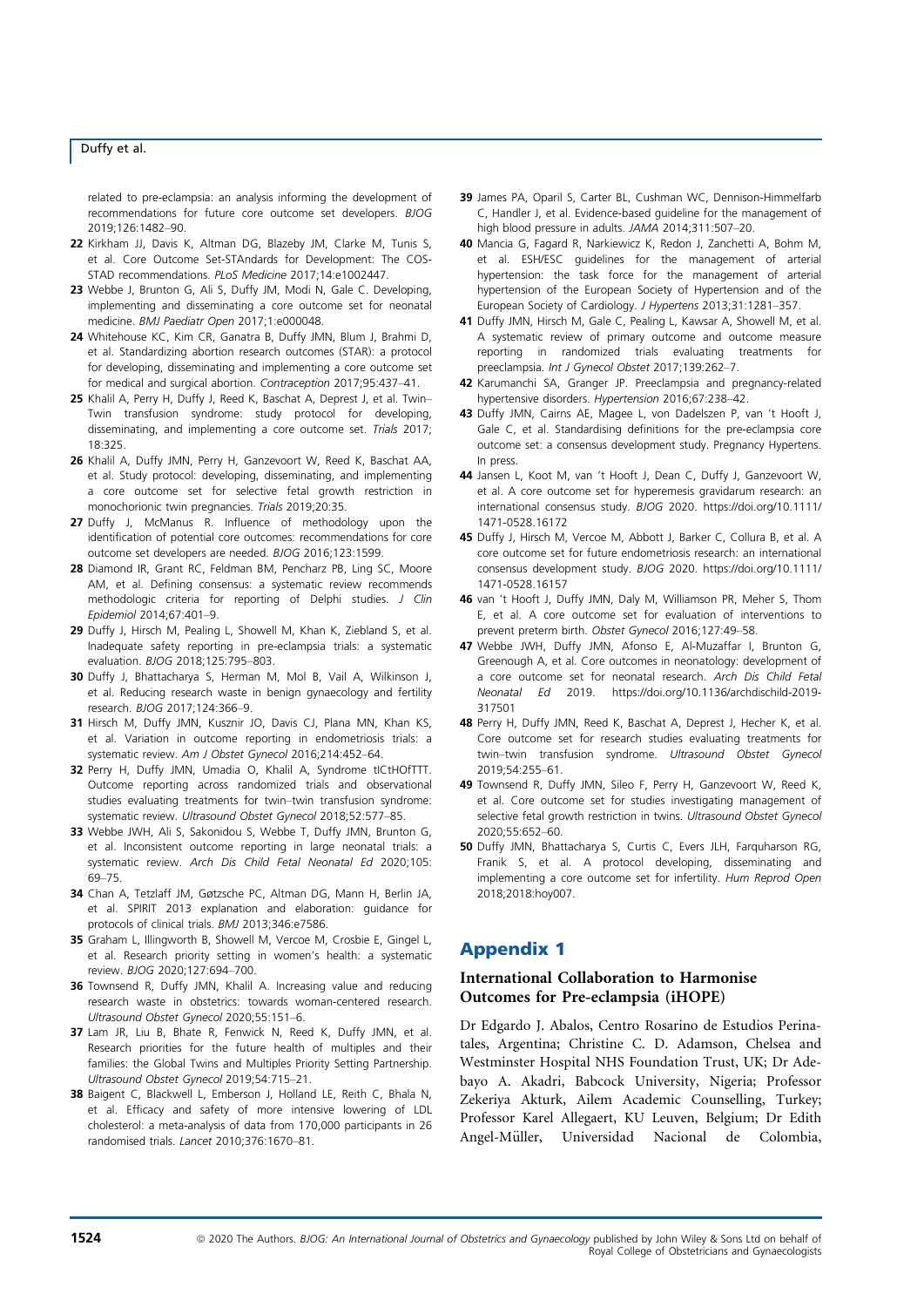related to pre-eclampsia: an analysis informing the development of recommendations for future core outcome set developers. *BJOG* 2019;126:1482–90.

**22** Kirkham JJ, Davis K, Altman DG, Blazeby JM, Clarke M, Tunis S, et al. Core Outcome Set-STAndards for Development: The COS-STAD recommendations. *PLoS Medicine* 2017;14:e1002447.

**23** Webbe J, Brunton G, Ali S, Duffy JM, Modi N, Gale C. Developing, implementing and disseminating a core outcome set for neonatal medicine. *BMJ Paediatr Open* 2017;1:e000048.

**24** Whitehouse KC, Kim CR, Ganatra B, Duffy JMN, Blum J, Brahmi D, et al. Standardizing abortion research outcomes (STAR): a protocol for developing, disseminating and implementing a core outcome set for medical and surgical abortion. *Contraception* 2017;95:437–41.

**25** Khalil A, Perry H, Duffy J, Reed K, Baschat A, Deprest J, et al. Twin–Twin transfusion syndrome: study protocol for developing, disseminating, and implementing a core outcome set. *Trials* 2017; 18:325.

**26** Khalil A, Duffy JMN, Perry H, Ganzevoort W, Reed K, Baschat AA, et al. Study protocol: developing, disseminating, and implementing a core outcome set for selective fetal growth restriction in monochorionic twin pregnancies. *Trials* 2019;20:35.

**27** Duffy J, McManus R. Influence of methodology upon the identification of potential core outcomes: recommendations for core outcome set developers are needed. *BJOG* 2016;123:1599.

**28** Diamond IR, Grant RC, Feldman BM, Pencharz PB, Ling SC, Moore AM, et al. Defining consensus: a systematic review recommends methodologic criteria for reporting of Delphi studies. *J Clin Epidemiol* 2014;67:401–9.

**29** Duffy J, Hirsch M, Pealing L, Showell M, Khan K, Ziebland S, et al. Inadequate safety reporting in pre-eclampsia trials: a systematic evaluation. *BJOG* 2018;125:795–803.

**30** Duffy J, Bhattacharya S, Herman M, Mol B, Vail A, Wilkinson J, et al. Reducing research waste in benign gynaecology and fertility research. *BJOG* 2017;124:366–9.

**31** Hirsch M, Duffy JMN, Kusznir JO, Davis CJ, Plana MN, Khan KS, et al. Variation in outcome reporting in endometriosis trials: a systematic review. *Am J Obstet Gynecol* 2016;214:452–64.

**32** Perry H, Duffy JMN, Umadia O, Khalil A, Syndrome tICtHOfTTT. Outcome reporting across randomized trials and observational studies evaluating treatments for twin–twin transfusion syndrome: systematic review. *Ultrasound Obstet Gynecol* 2018;52:577–85.

**33** Webbe JWH, Ali S, Sakonidou S, Webbe T, Duffy JMN, Brunton G, et al. Inconsistent outcome reporting in large neonatal trials: a systematic review. *Arch Dis Child Fetal Neonatal Ed* 2020;105: 69–75.

**34** Chan A, Tetzlaff JM, Gøtzsche PC, Altman DG, Mann H, Berlin JA, et al. SPIRIT 2013 explanation and elaboration: guidance for protocols of clinical trials. *BMJ* 2013;346:e7586.

**35** Graham L, Illingworth B, Showell M, Vercoe M, Crosbie E, Gingel L, et al. Research priority setting in women's health: a systematic review. *BJOG* 2020;127:694–700.

**36** Townsend R, Duffy JMN, Khalil A. Increasing value and reducing research waste in obstetrics: towards woman-centered research. *Ultrasound Obstet Gynecol* 2020;55:151–6.

**37** Lam JR, Liu B, Bhate R, Fenwick N, Reed K, Duffy JMN, et al. Research priorities for the future health of multiples and their families: the Global Twins and Multiples Priority Setting Partnership. *Ultrasound Obstet Gynecol* 2019;54:715–21.

**38** Baigent C, Blackwell L, Emberson J, Holland LE, Reith C, Bhala N, et al. Efficacy and safety of more intensive lowering of LDL cholesterol: a meta-analysis of data from 170,000 participants in 26 randomised trials. *Lancet* 2010;376:1670–81.

**39** James PA, Oparil S, Carter BL, Cushman WC, Dennison-Himmelfarb C, Handler J, et al. Evidence-based guideline for the management of high blood pressure in adults. *JAMA* 2014;311:507–20.

**40** Mancia G, Fagard R, Narkiewicz K, Redon J, Zanchetti A, Bohm M, et al. ESH/ESC guidelines for the management of arterial hypertension: the task force for the management of arterial hypertension of the European Society of Hypertension and of the European Society of Cardiology. *J Hypertens* 2013;31:1281–357.

**41** Duffy JMN, Hirsch M, Gale C, Pealing L, Kawsar A, Showell M, et al. A systematic review of primary outcome and outcome measure reporting in randomized trials evaluating treatments for preeclampsia. *Int J Gynecol Obstet* 2017;139:262–7.

**42** Karumanchi SA, Granger JP. Preeclampsia and pregnancy-related hypertensive disorders. *Hypertension* 2016;67:238–42.

**43** Duffy JMN, Cairns AE, Magee L, von Dadelszen P, van 't Hooft J, Gale C, et al. Standardising definitions for the pre-eclampsia core outcome set: a consensus development study. Pregnancy Hypertens. In press.

**44** Jansen L, Koot M, van 't Hooft J, Dean C, Duffy J, Ganzevoort W, et al. A core outcome set for hyperemesis gravidarum research: an international consensus study. *BJOG* 2020. https://doi.org/10.1111/1471-0528.16172

**45** Duffy J, Hirsch M, Vercoe M, Abbott J, Barker C, Collura B, et al. A core outcome set for future endometriosis research: an international consensus development study. *BJOG* 2020. https://doi.org/10.1111/1471-0528.16157

**46** van 't Hooft J, Duffy JMN, Daly M, Williamson PR, Meher S, Thom E, et al. A core outcome set for evaluation of interventions to prevent preterm birth. *Obstet Gynecol* 2016;127:49–58.

**47** Webbe JWH, Duffy JMN, Afonso E, Al-Muzaffar I, Brunton G, Greenough A, et al. Core outcomes in neonatology: development of a core outcome set for neonatal research. *Arch Dis Child Fetal Neonatal Ed* 2019. https://doi.org/10.1136/archdischild-2019-317501

**48** Perry H, Duffy JMN, Reed K, Baschat A, Deprest J, Hecher K, et al. Core outcome set for research studies evaluating treatments for twin–twin transfusion syndrome. *Ultrasound Obstet Gynecol* 2019;54:255–61.

**49** Townsend R, Duffy JMN, Sileo F, Perry H, Ganzevoort W, Reed K, et al. Core outcome set for studies investigating management of selective fetal growth restriction in twins. *Ultrasound Obstet Gynecol* 2020;56:652–60.

**50** Duffy JMN, Bhattacharya S, Curtis C, Evers JLH, Farquharson RG, Franik S, et al. A protocol developing, disseminating and implementing a core outcome set for infertility. *Hum Reprod Open* 2018;2018:hoy007.

## Appendix 1

### International Collaboration to Harmonise Outcomes for Pre-eclampsia (iHOPE)

Dr Edgardo J. Abalos, Centro Rosarino de Estudios Perinatales, Argentina; Christine C. D. Adamson, Chelsea and Westminster Hospital NHS Foundation Trust, UK; Dr Adebayo A. Akadri, Babcock University, Nigeria; Professor Zekeriya Akturk, Ailem Academic Counselling, Turkey; Professor Karel Allegaert, KU Leuven, Belgium; Dr Edith Angel-Müller, Universidad Nacional de Colombia,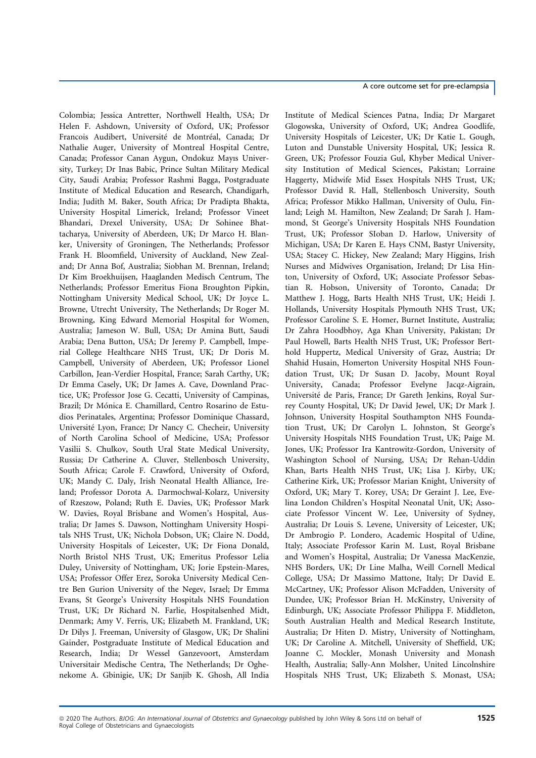Colombia; Jessica Antretter, Northwell Health, USA; Dr Helen F. Ashdown, University of Oxford, UK; Professor Francois Audibert, Université de Montréal, Canada; Dr Nathalie Auger, University of Montreal Hospital Centre, Canada; Professor Canan Aygun, Ondokuz Mayıs University, Turkey; Dr Inas Babic, Prince Sultan Military Medical City, Saudi Arabia; Professor Rashmi Bagga, Postgraduate Institute of Medical Education and Research, Chandigarh, India; Judith M. Baker, South Africa; Dr Pradipta Bhakta, University Hospital Limerick, Ireland; Professor Vineet Bhandari, Drexel University, USA; Dr Sohinee Bhattacharya, University of Aberdeen, UK; Dr Marco H. Blanker, University of Groningen, The Netherlands; Professor Frank H. Bloomfield, University of Auckland, New Zealand; Dr Anna Bof, Australia; Siobhan M. Brennan, Ireland; Dr Kim Broekhuijsen, Haaglanden Medisch Centrum, The Netherlands; Professor Emeritus Fiona Broughton Pipkin, Nottingham University Medical School, UK; Dr Joyce L. Browne, Utrecht University, The Netherlands; Dr Roger M. Browning, King Edward Memorial Hospital for Women, Australia; Jameson W. Bull, USA; Dr Amina Butt, Saudi Arabia; Dena Button, USA; Dr Jeremy P. Campbell, Imperial College Healthcare NHS Trust, UK; Dr Doris M. Campbell, University of Aberdeen, UK; Professor Lionel Carbillon, Jean-Verdier Hospital, France; Sarah Carthy, UK; Dr Emma Casely, UK; Dr James A. Cave, Downland Practice, UK; Professor Jose G. Cecatti, University of Campinas, Brazil; Dr Mónica E. Chamillard, Centro Rosarino de Estudios Perinatales, Argentina; Professor Dominique Chassard, Université Lyon, France; Dr Nancy C. Checheir, University of North Carolina School of Medicine, USA; Professor Vasilii S. Chulkov, South Ural State Medical University, Russia; Dr Catherine A. Cluver, Stellenbosch University, South Africa; Carole F. Crawford, University of Oxford, UK; Mandy C. Daly, Irish Neonatal Health Alliance, Ireland; Professor Dorota A. Darmochwal-Kolarz, University of Rzeszow, Poland; Ruth E. Davies, UK; Professor Mark W. Davies, Royal Brisbane and Women's Hospital, Australia; Dr James S. Dawson, Nottingham University Hospitals NHS Trust, UK; Nichola Dobson, UK; Claire N. Dodd, University Hospitals of Leicester, UK; Dr Fiona Donald, North Bristol NHS Trust, UK; Emeritus Professor Lelia Duley, University of Nottingham, UK; Jorie Epstein-Mares, USA; Professor Offer Erez, Soroka University Medical Centre Ben Gurion University of the Negev, Israel; Dr Emma Evans, St George's University Hospitals NHS Foundation Trust, UK; Dr Richard N. Farlie, Hospitalsenhed Midt, Denmark; Amy V. Ferris, UK; Elizabeth M. Frankland, UK; Dr Dilys J. Freeman, University of Glasgow, UK; Dr Shalini Gainder, Postgraduate Institute of Medical Education and Research, India; Dr Wessel Ganzevoort, Amsterdam Universitair Medische Centra, The Netherlands; Dr Oghenekome A. Gbinigie, UK; Dr Sanjib K. Ghosh, All India Institute of Medical Sciences Patna, India; Dr Margaret Glogowska, University of Oxford, UK; Andrea Goodlife, University Hospitals of Leicester, UK; Dr Katie L. Gough, Luton and Dunstable University Hospital, UK; Jessica R. Green, UK; Professor Fouzia Gul, Khyber Medical University Institution of Medical Sciences, Pakistan; Lorraine Haggerty, Midwife Mid Essex Hospitals NHS Trust, UK; Professor David R. Hall, Stellenbosch University, South Africa; Professor Mikko Hallman, University of Oulu, Finland; Leigh M. Hamilton, New Zealand; Dr Sarah J. Hammond, St George's University Hospitals NHS Foundation Trust, UK; Professor SIoban D. Harlow, University of Michigan, USA; Dr Karen E. Hays CNM, Bastyr University, USA; Stacey C. Hickey, New Zealand; Mary Higgins, Irish Nurses and Midwives Organisation, Ireland; Dr Lisa Hinton, University of Oxford, UK; Associate Professor Sebastian R. Hobson, University of Toronto, Canada; Dr Matthew J. Hogg, Barts Health NHS Trust, UK; Heidi J. Hollands, University Hospitals Plymouth NHS Trust, UK; Professor Caroline S. E. Homer, Burnet Institute, Australia; Dr Zahra Hoodbhoy, Aga Khan University, Pakistan; Dr Paul Howell, Barts Health NHS Trust, UK; Professor Berthold Huppertz, Medical University of Graz, Austria; Dr Shahid Husain, Homerton University Hospital NHS Foundation Trust, UK; Dr Susan D. Jacoby, Mount Royal University, Canada; Professor Evelyne Jacqz-Aigrain, Université de Paris, France; Dr Gareth Jenkins, Royal Surrey County Hospital, UK; Dr David Jewel, UK; Dr Mark J. Johnson, University Hospital Southampton NHS Foundation Trust, UK; Dr Carolyn L. Johnston, St George's University Hospitals NHS Foundation Trust, UK; Paige M. Jones, UK; Professor Ira Kantrowitz-Gordon, University of Washington School of Nursing, USA; Dr Rehan-Uddin Khan, Barts Health NHS Trust, UK; Lisa J. Kirby, UK; Catherine Kirk, UK; Professor Marian Knight, University of Oxford, UK; Mary T. Korey, USA; Dr Geraint J. Lee, Evelina London Children's Hospital Neonatal Unit, UK; Associate Professor Vincent W. Lee, University of Sydney, Australia; Dr Louis S. Levene, University of Leicester, UK; Dr Ambrogio P. Londero, Academic Hospital of Udine, Italy; Associate Professor Karin M. Lust, Royal Brisbane and Women's Hospital, Australia; Dr Vanessa MacKenzie, NHS Borders, UK; Dr Line Malha, Weill Cornell Medical College, USA; Dr Massimo Mattone, Italy; Dr David E. McCartney, UK; Professor Alison McFadden, University of Dundee, UK; Professor Brian H. McKinstry, University of Edinburgh, UK; Associate Professor Philippa F. Middleton, South Australian Health and Medical Research Institute, Australia; Dr Hiten D. Mistry, University of Nottingham, UK; Dr Caroline A. Mitchell, University of Sheffield, UK; Joanne C. Mockler, Monash University and Monash Health, Australia; Sally-Ann Molsher, United Lincolnshire Hospitals NHS Trust, UK; Elizabeth S. Monast, USA;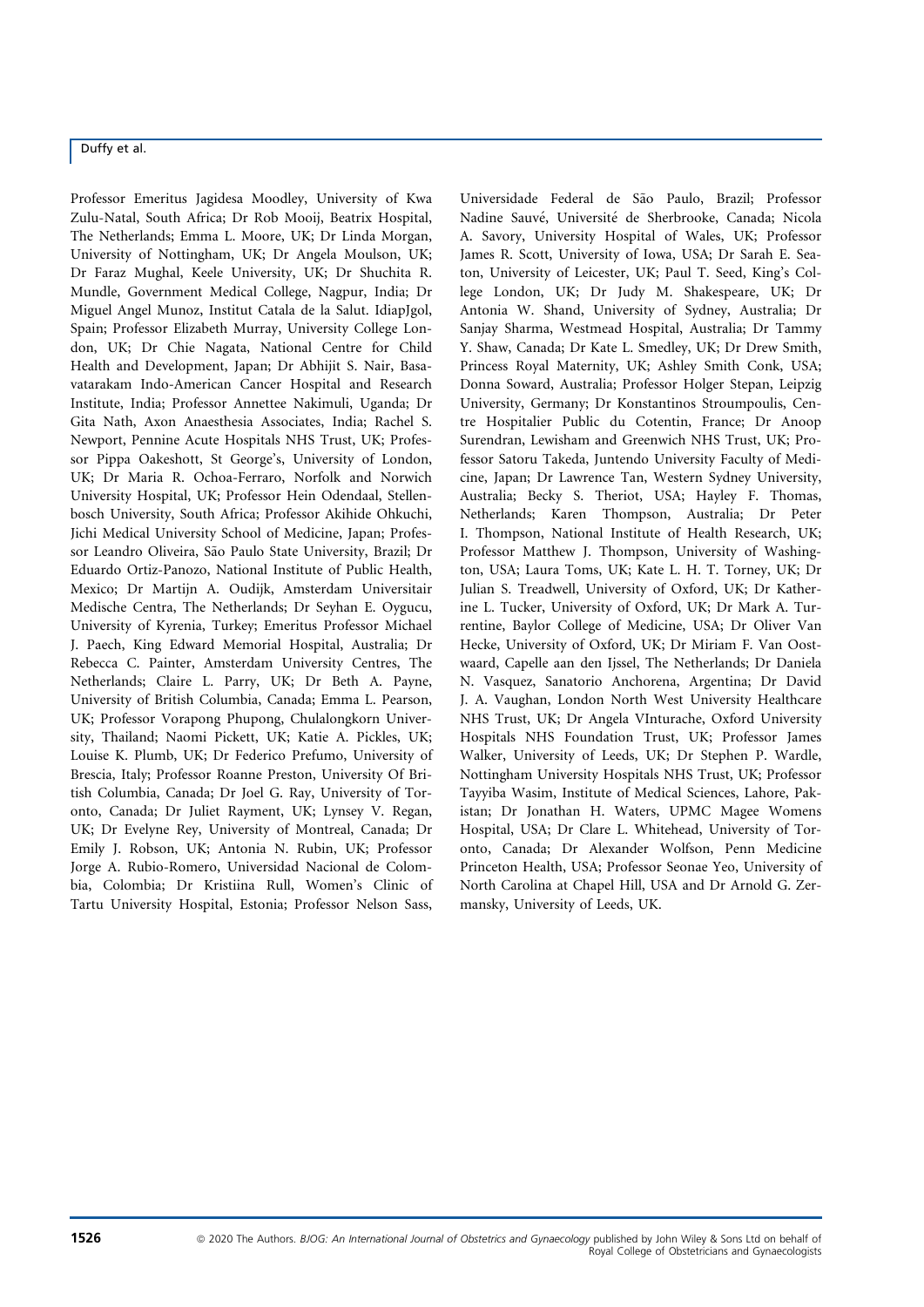Professor Emeritus Jagidesa Moodley, University of Kwa Zulu-Natal, South Africa; Dr Rob Mooij, Beatrix Hospital, The Netherlands; Emma L. Moore, UK; Dr Linda Morgan, University of Nottingham, UK; Dr Angela Moulson, UK; Dr Faraz Mughal, Keele University, UK; Dr Shuchita R. Mundle, Government Medical College, Nagpur, India; Dr Miguel Angel Munoz, Institut Catala de la Salut. IdiapJgol, Spain; Professor Elizabeth Murray, University College London, UK; Dr Chie Nagata, National Centre for Child Health and Development, Japan; Dr Abhijit S. Nair, Basavatarakam Indo-American Cancer Hospital and Research Institute, India; Professor Annettee Nakimuli, Uganda; Dr Gita Nath, Axon Anaesthesia Associates, India; Rachel S. Newport, Pennine Acute Hospitals NHS Trust, UK; Professor Pippa Oakeshott, St George's, University of London, UK; Dr Maria R. Ochoa-Ferraro, Norfolk and Norwich University Hospital, UK; Professor Hein Odendaal, Stellenbosch University, South Africa; Professor Akihide Ohkuchi, Jichi Medical University School of Medicine, Japan; Professor Leandro Oliveira, São Paulo State University, Brazil; Dr Eduardo Ortiz-Panozo, National Institute of Public Health, Mexico; Dr Martijn A. Oudijk, Amsterdam Universitair Medische Centra, The Netherlands; Dr Seyhan E. Oygucu, University of Kyrenia, Turkey; Emeritus Professor Michael J. Paech, King Edward Memorial Hospital, Australia; Dr Rebecca C. Painter, Amsterdam University Centres, The Netherlands; Claire L. Parry, UK; Dr Beth A. Payne, University of British Columbia, Canada; Emma L. Pearson, UK; Professor Vorapong Phupong, Chulalongkorn University, Thailand; Naomi Pickett, UK; Katie A. Pickles, UK; Louise K. Plumb, UK; Dr Federico Prefumo, University of Brescia, Italy; Professor Roanne Preston, University Of British Columbia, Canada; Dr Joel G. Ray, University of Toronto, Canada; Dr Juliet Rayment, UK; Lynsey V. Regan, UK; Dr Evelyne Rey, University of Montreal, Canada; Dr Emily J. Robson, UK; Antonia N. Rubin, UK; Professor Jorge A. Rubio-Romero, Universidad Nacional de Colombia, Colombia; Dr Kristiina Rull, Women's Clinic of Tartu University Hospital, Estonia; Professor Nelson Sass, Universidade Federal de São Paulo, Brazil; Professor Nadine Sauvé, Université de Sherbrooke, Canada; Nicola A. Savory, University Hospital of Wales, UK; Professor James R. Scott, University of Iowa, USA; Dr Sarah E. Seaton, University of Leicester, UK; Paul T. Seed, King's College London, UK; Dr Judy M. Shakespeare, UK; Dr Antonia W. Shand, University of Sydney, Australia; Dr Sanjay Sharma, Westmead Hospital, Australia; Dr Tammy Y. Shaw, Canada; Dr Kate L. Smedley, UK; Dr Drew Smith, Princess Royal Maternity, UK; Ashley Smith Conk, USA; Donna Soward, Australia; Professor Holger Stepan, Leipzig University, Germany; Dr Konstantinos Stroumpoulis, Centre Hospitalier Public du Cotentin, France; Dr Anoop Surendran, Lewisham and Greenwich NHS Trust, UK; Professor Satoru Takeda, Juntendo University Faculty of Medicine, Japan; Dr Lawrence Tan, Western Sydney University, Australia; Becky S. Theriot, USA; Hayley F. Thomas, Netherlands; Karen Thompson, Australia; Dr Peter I. Thompson, National Institute of Health Research, UK; Professor Matthew J. Thompson, University of Washington, USA; Laura Toms, UK; Kate L. H. T. Torney, UK; Dr Julian S. Treadwell, University of Oxford, UK; Dr Katherine L. Tucker, University of Oxford, UK; Dr Mark A. Turrentine, Baylor College of Medicine, USA; Dr Oliver Van Hecke, University of Oxford, UK; Dr Miriam F. Van Oostwaard, Capelle aan den Ijssel, The Netherlands; Dr Daniela N. Vasquez, Sanatorio Anchorena, Argentina; Dr David J. A. Vaughan, London North West University Healthcare NHS Trust, UK; Dr Angela VInturache, Oxford University Hospitals NHS Foundation Trust, UK; Professor James Walker, University of Leeds, UK; Dr Stephen P. Wardle, Nottingham University Hospitals NHS Trust, UK; Professor Tayyiba Wasim, Institute of Medical Sciences, Lahore, Pakistan; Dr Jonathan H. Waters, UPMC Magee Womens Hospital, USA; Dr Clare L. Whitehead, University of Toronto, Canada; Dr Alexander Wolfson, Penn Medicine Princeton Health, USA; Professor Seonae Yeo, University of North Carolina at Chapel Hill, USA and Dr Arnold G. Zermansky, University of Leeds, UK.